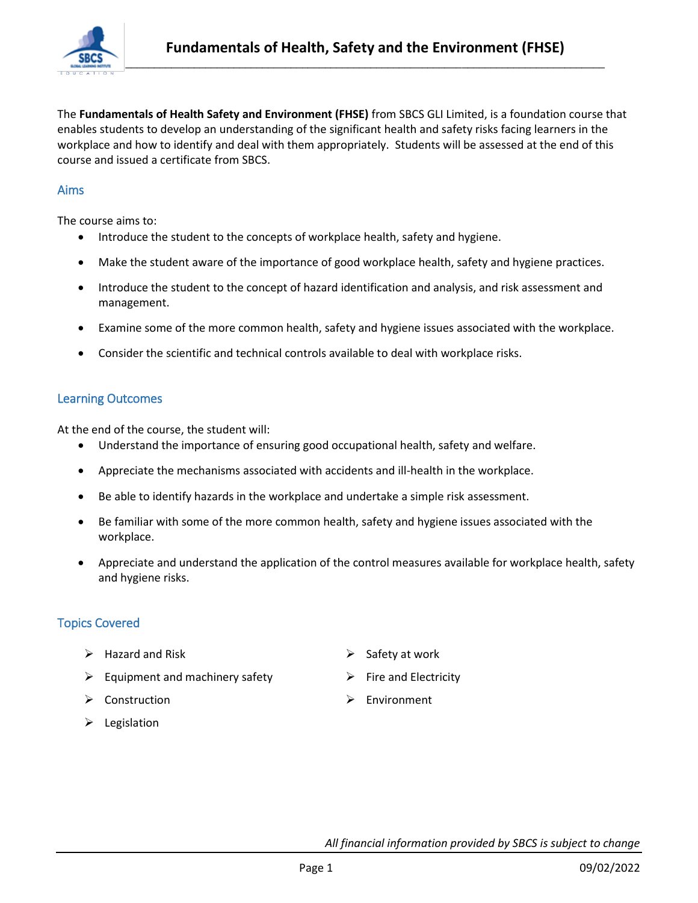# Fundamentals of Health, Safety and the Environment (FHSE)

The **Fundamentals of Health Safety and Environment (FHSE)** from SBCS GLI Limited, is a foundation course that enables students to develop an understanding of the significant health and safety risks facing learners in the workplace and how to identify and deal with them appropriately. Students will be assessed at the end of this course and issued a certificate from SBCS.

## Aims

The course aims to:

- Introduce the student to the concepts of workplace health, safety and hygiene.
- Make the student aware of the importance of good workplace health, safety and hygiene practices.
- Introduce the student to the concept of hazard identification and analysis, and risk assessment and management.
- Examine some of the more common health, safety and hygiene issues associated with the workplace.
- Consider the scientific and technical controls available to deal with workplace risks.

## Learning Outcomes

At the end of the course, the student will:

- Understand the importance of ensuring good occupational health, safety and welfare.
- Appreciate the mechanisms associated with accidents and ill-health in the workplace.
- Be able to identify hazards in the workplace and undertake a simple risk assessment.
- Be familiar with some of the more common health, safety and hygiene issues associated with the workplace.
- Appreciate and understand the application of the control measures available for workplace health, safety and hygiene risks.

## Topics Covered

- Hazard and Risk
- Equipment and machinery safety
- Construction
- Legislation
- Safety at work
- Fire and Electricity
- Environment

*All financial information provided by SBCS is subject to change*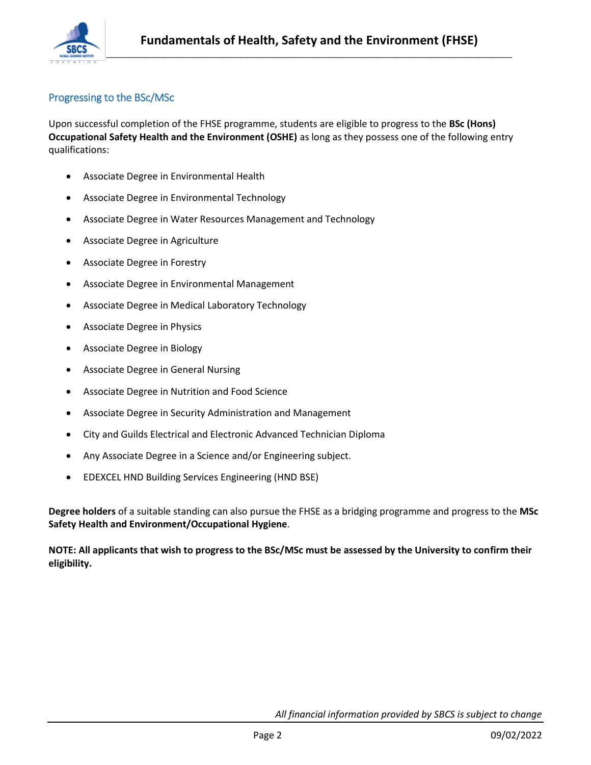## Progressing to the BSc/MSc

Upon successful completion of the FHSE programme, students are eligible to progress to the **BSc (Hons) Occupational Safety Health and the Environment (OSHE)** as long as they possess one of the following entry qualifications:

- Associate Degree in Environmental Health
- Associate Degree in Environmental Technology
- Associate Degree in Water Resources Management and Technology
- Associate Degree in Agriculture
- Associate Degree in Forestry
- Associate Degree in Environmental Management
- Associate Degree in Medical Laboratory Technology
- Associate Degree in Physics
- Associate Degree in Biology
- Associate Degree in General Nursing
- Associate Degree in Nutrition and Food Science
- Associate Degree in Security Administration and Management
- City and Guilds Electrical and Electronic Advanced Technician Diploma
- Any Associate Degree in a Science and/or Engineering subject.
- EDEXCEL HND Building Services Engineering (HND BSE)

**Degree holders** of a suitable standing can also pursue the FHSE as a bridging programme and progress to the **MSc Safety Health and Environment/Occupational Hygiene**.

**NOTE: All applicants that wish to progress to the BSc/MSc must be assessed by the University to confirm their eligibility.**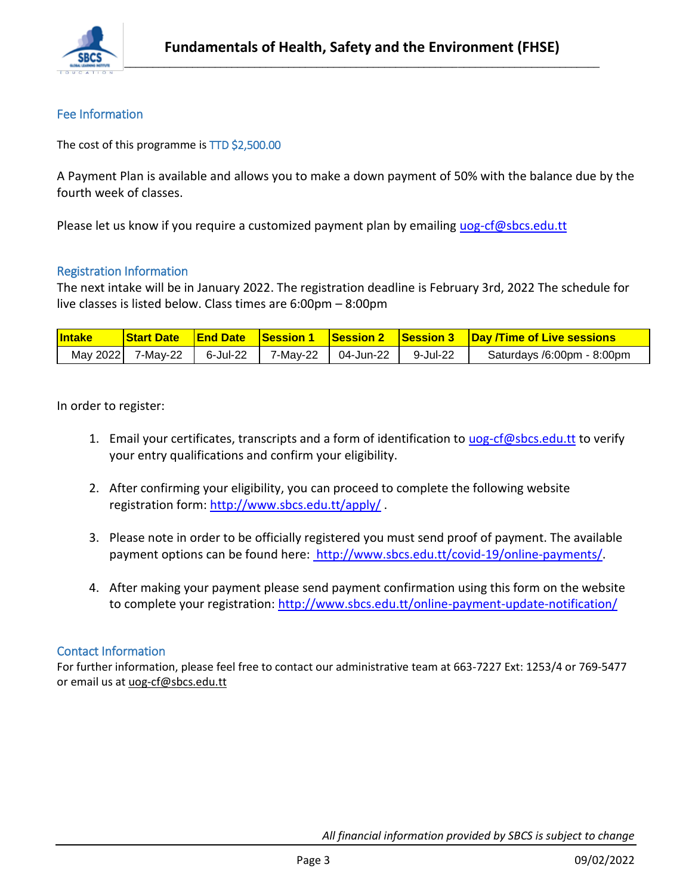## Fee Information

The cost of this programme is TTD $2,500.00

A Payment Plan is available and allows you to make a down payment of 50% with the balance due by the fourth week of classes.

Please let us know if you require a customized payment plan by emailing uog-cf@sbcs.edu.tt

## Registration Information

The next intake will be in January 2022. The registration deadline is February 3rd, 2022 The schedule for live classes is listed below. Class times are 6:00pm – 8:00pm

| Intake | Start Date | End Date | Session 1 | Session 2 | Session 3 | Day /Time of Live sessions |
|---|---|---|---|---|---|---|
| May 2022 | 7-May-22 | 6-Jul-22 | 7-May-22 | 04-Jun-22 | 9-Jul-22 | Saturdays /6:00pm - 8:00pm |

In order to register:

1. Email your certificates, transcripts and a form of identification to uog-cf@sbcs.edu.tt to verify your entry qualifications and confirm your eligibility.
2. After confirming your eligibility, you can proceed to complete the following website registration form: http://www.sbcs.edu.tt/apply/ .
3. Please note in order to be officially registered you must send proof of payment. The available payment options can be found here: http://www.sbcs.edu.tt/covid-19/online-payments/.
4. After making your payment please send payment confirmation using this form on the website to complete your registration: http://www.sbcs.edu.tt/online-payment-update-notification/

## Contact Information

For further information, please feel free to contact our administrative team at 663-7227 Ext: 1253/4 or 769-5477 or email us at uog-cf@sbcs.edu.tt

*All financial information provided by SBCS is subject to change*